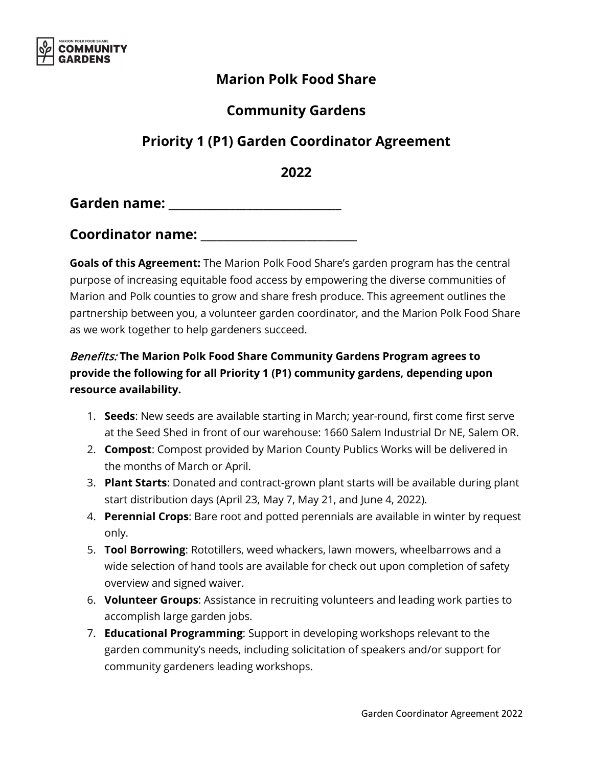MARION POLK FOOD SHARE
**COMMUNITY GARDENS**

# Marion Polk Food Share

# Community Gardens

# Priority 1 (P1) Garden Coordinator Agreement

# 2022

## Garden name: ______________________________

## Coordinator name: __________________________

**Goals of this Agreement:** The Marion Polk Food Share's garden program has the central purpose of increasing equitable food access by empowering the diverse communities of Marion and Polk counties to grow and share fresh produce. This agreement outlines the partnership between you, a volunteer garden coordinator, and the Marion Polk Food Share as we work together to help gardeners succeed.

*Benefits:* **The Marion Polk Food Share Community Gardens Program agrees to provide the following for all Priority 1 (P1) community gardens, depending upon resource availability.**

1. **Seeds**: New seeds are available starting in March; year-round, first come first serve at the Seed Shed in front of our warehouse: 1660 Salem Industrial Dr NE, Salem OR.
2. **Compost**: Compost provided by Marion County Publics Works will be delivered in the months of March or April.
3. **Plant Starts**: Donated and contract-grown plant starts will be available during plant start distribution days (April 23, May 7, May 21, and June 4, 2022).
4. **Perennial Crops**: Bare root and potted perennials are available in winter by request only.
5. **Tool Borrowing**: Rototillers, weed whackers, lawn mowers, wheelbarrows and a wide selection of hand tools are available for check out upon completion of safety overview and signed waiver.
6. **Volunteer Groups**: Assistance in recruiting volunteers and leading work parties to accomplish large garden jobs.
7. **Educational Programming**: Support in developing workshops relevant to the garden community's needs, including solicitation of speakers and/or support for community gardeners leading workshops.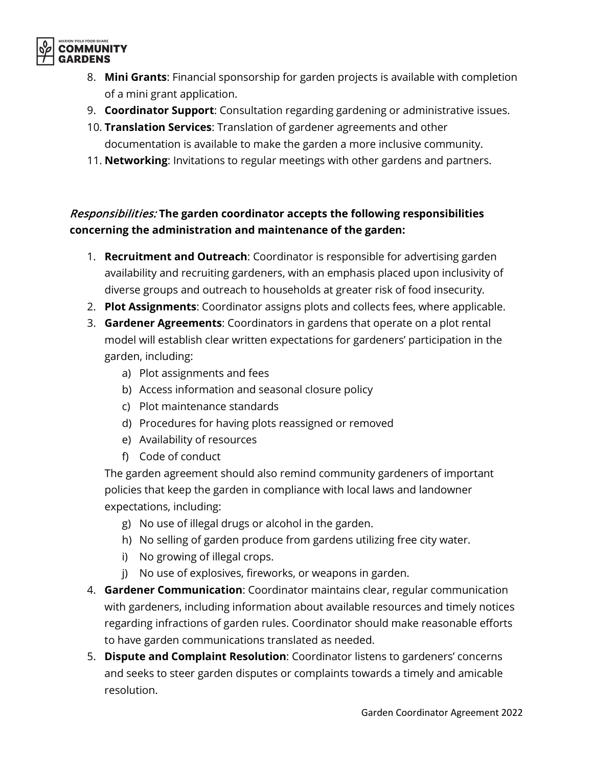8. **Mini Grants**: Financial sponsorship for garden projects is available with completion of a mini grant application.
9. **Coordinator Support**: Consultation regarding gardening or administrative issues.
10. **Translation Services**: Translation of gardener agreements and other documentation is available to make the garden a more inclusive community.
11. **Networking**: Invitations to regular meetings with other gardens and partners.

*Responsibilities:* **The garden coordinator accepts the following responsibilities concerning the administration and maintenance of the garden:**

1. **Recruitment and Outreach**: Coordinator is responsible for advertising garden availability and recruiting gardeners, with an emphasis placed upon inclusivity of diverse groups and outreach to households at greater risk of food insecurity.
2. **Plot Assignments**: Coordinator assigns plots and collects fees, where applicable.
3. **Gardener Agreements**: Coordinators in gardens that operate on a plot rental model will establish clear written expectations for gardeners' participation in the garden, including:
    a) Plot assignments and fees
    b) Access information and seasonal closure policy
    c) Plot maintenance standards
    d) Procedures for having plots reassigned or removed
    e) Availability of resources
    f) Code of conduct

    The garden agreement should also remind community gardeners of important policies that keep the garden in compliance with local laws and landowner expectations, including:

    g) No use of illegal drugs or alcohol in the garden.
    h) No selling of garden produce from gardens utilizing free city water.
    i) No growing of illegal crops.
    j) No use of explosives, fireworks, or weapons in garden.
4. **Gardener Communication**: Coordinator maintains clear, regular communication with gardeners, including information about available resources and timely notices regarding infractions of garden rules. Coordinator should make reasonable efforts to have garden communications translated as needed.
5. **Dispute and Complaint Resolution**: Coordinator listens to gardeners' concerns and seeks to steer garden disputes or complaints towards a timely and amicable resolution.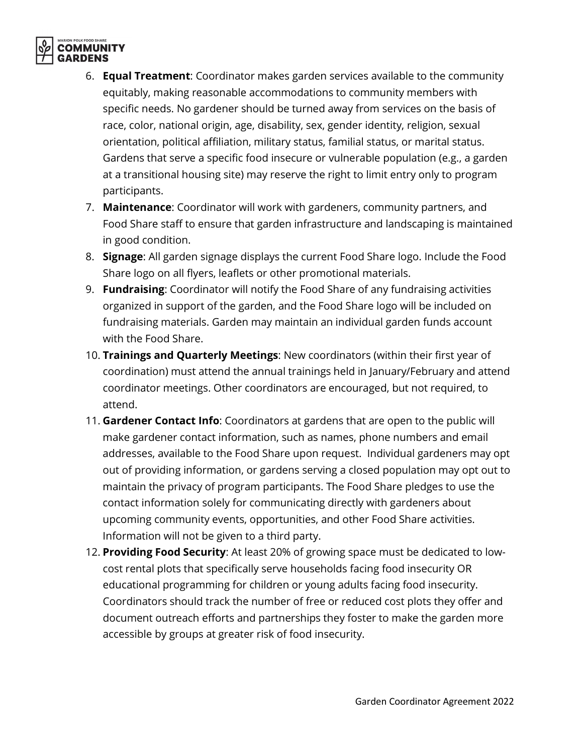6. **Equal Treatment**: Coordinator makes garden services available to the community equitably, making reasonable accommodations to community members with specific needs. No gardener should be turned away from services on the basis of race, color, national origin, age, disability, sex, gender identity, religion, sexual orientation, political affiliation, military status, familial status, or marital status. Gardens that serve a specific food insecure or vulnerable population (e.g., a garden at a transitional housing site) may reserve the right to limit entry only to program participants.
7. **Maintenance**: Coordinator will work with gardeners, community partners, and Food Share staff to ensure that garden infrastructure and landscaping is maintained in good condition.
8. **Signage**: All garden signage displays the current Food Share logo. Include the Food Share logo on all flyers, leaflets or other promotional materials.
9. **Fundraising**: Coordinator will notify the Food Share of any fundraising activities organized in support of the garden, and the Food Share logo will be included on fundraising materials. Garden may maintain an individual garden funds account with the Food Share.
10. **Trainings and Quarterly Meetings**: New coordinators (within their first year of coordination) must attend the annual trainings held in January/February and attend coordinator meetings. Other coordinators are encouraged, but not required, to attend.
11. **Gardener Contact Info**: Coordinators at gardens that are open to the public will make gardener contact information, such as names, phone numbers and email addresses, available to the Food Share upon request. Individual gardeners may opt out of providing information, or gardens serving a closed population may opt out to maintain the privacy of program participants. The Food Share pledges to use the contact information solely for communicating directly with gardeners about upcoming community events, opportunities, and other Food Share activities. Information will not be given to a third party.
12. **Providing Food Security**: At least 20% of growing space must be dedicated to low-cost rental plots that specifically serve households facing food insecurity OR educational programming for children or young adults facing food insecurity. Coordinators should track the number of free or reduced cost plots they offer and document outreach efforts and partnerships they foster to make the garden more accessible by groups at greater risk of food insecurity.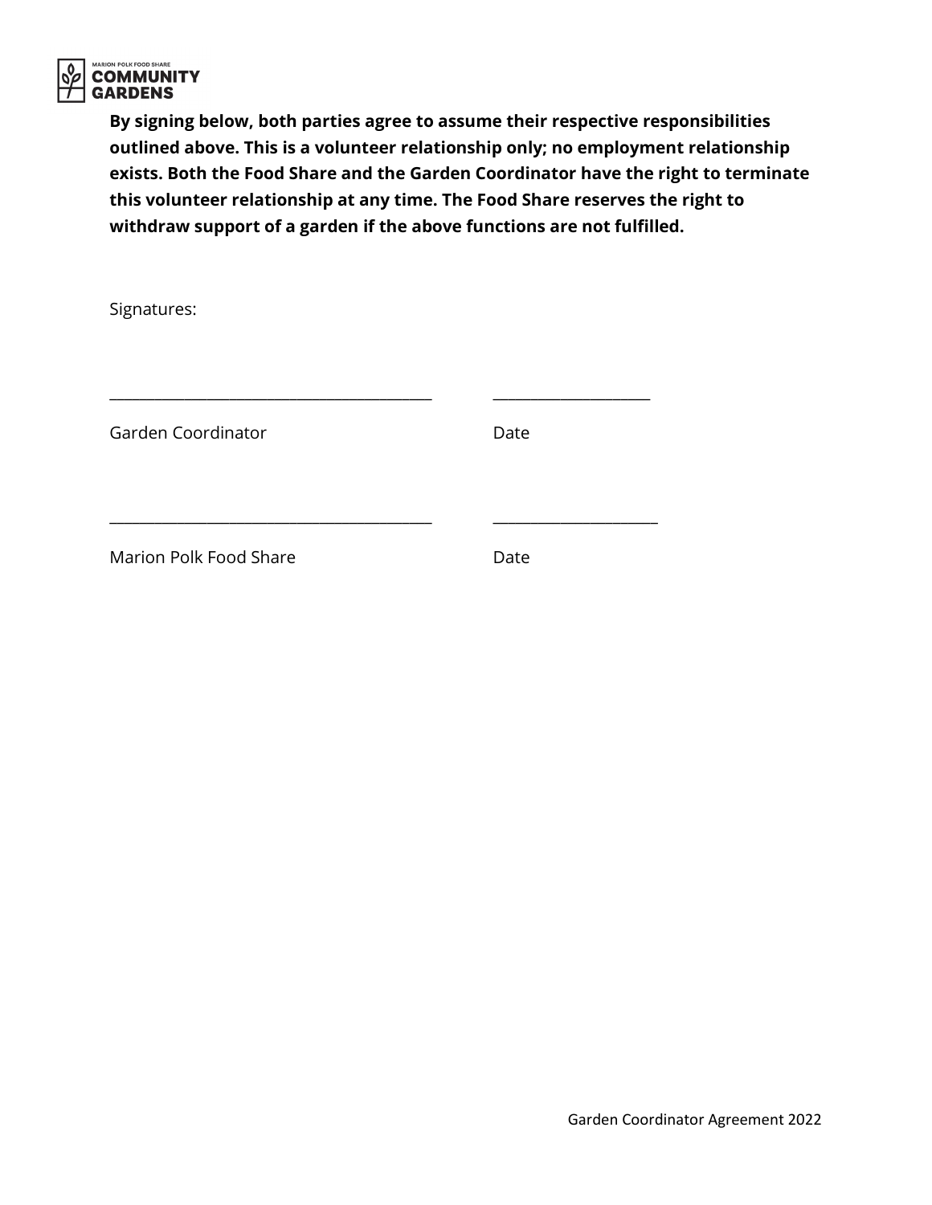**By signing below, both parties agree to assume their respective responsibilities outlined above. This is a volunteer relationship only; no employment relationship exists. Both the Food Share and the Garden Coordinator have the right to terminate this volunteer relationship at any time. The Food Share reserves the right to withdraw support of a garden if the above functions are not fulfilled.**

Signatures:

_________________________________________ ____________________

Garden Coordinator Date

_________________________________________ _____________________

Marion Polk Food Share Date